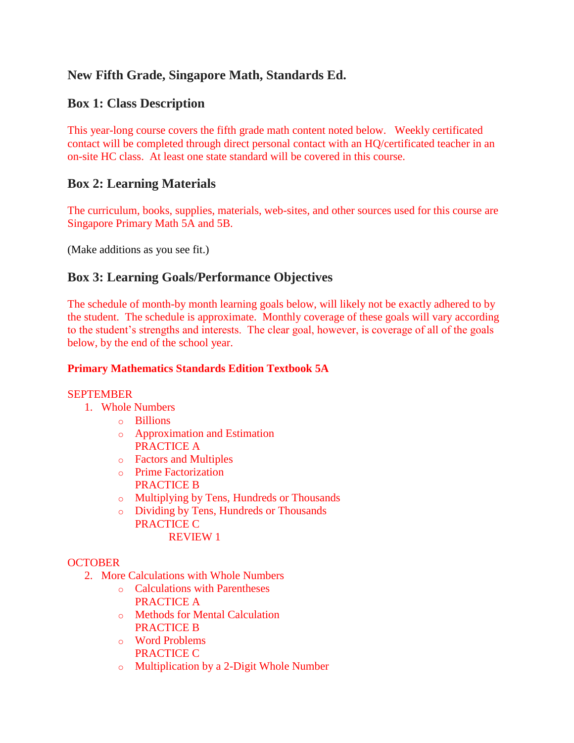## New Fifth Grade, Singapore Math, Standards Ed.

### Box 1: Class Description

This year-long course covers the fifth grade math content noted below. Weekly certificated contact will be completed through direct personal contact with an HQ/certificated teacher in an on-site HC class. At least one state standard will be covered in this course.

### Box 2: Learning Materials

The curriculum, books, supplies, materials, web-sites, and other sources used for this course are Singapore Primary Math 5A and 5B.

(Make additions as you see fit.)

### Box 3: Learning Goals/Performance Objectives

The schedule of month-by month learning goals below, will likely not be exactly adhered to by the student. The schedule is approximate. Monthly coverage of these goals will vary according to the student's strengths and interests. The clear goal, however, is coverage of all of the goals below, by the end of the school year.

**Primary Mathematics Standards Edition Textbook 5A**

SEPTEMBER

1. Whole Numbers
   - Billions
   - Approximation and Estimation
     PRACTICE A
   - Factors and Multiples
   - Prime Factorization
     PRACTICE B
   - Multiplying by Tens, Hundreds or Thousands
   - Dividing by Tens, Hundreds or Thousands
     PRACTICE C
     REVIEW 1

OCTOBER

2. More Calculations with Whole Numbers
   - Calculations with Parentheses
     PRACTICE A
   - Methods for Mental Calculation
     PRACTICE B
   - Word Problems
     PRACTICE C
   - Multiplication by a 2-Digit Whole Number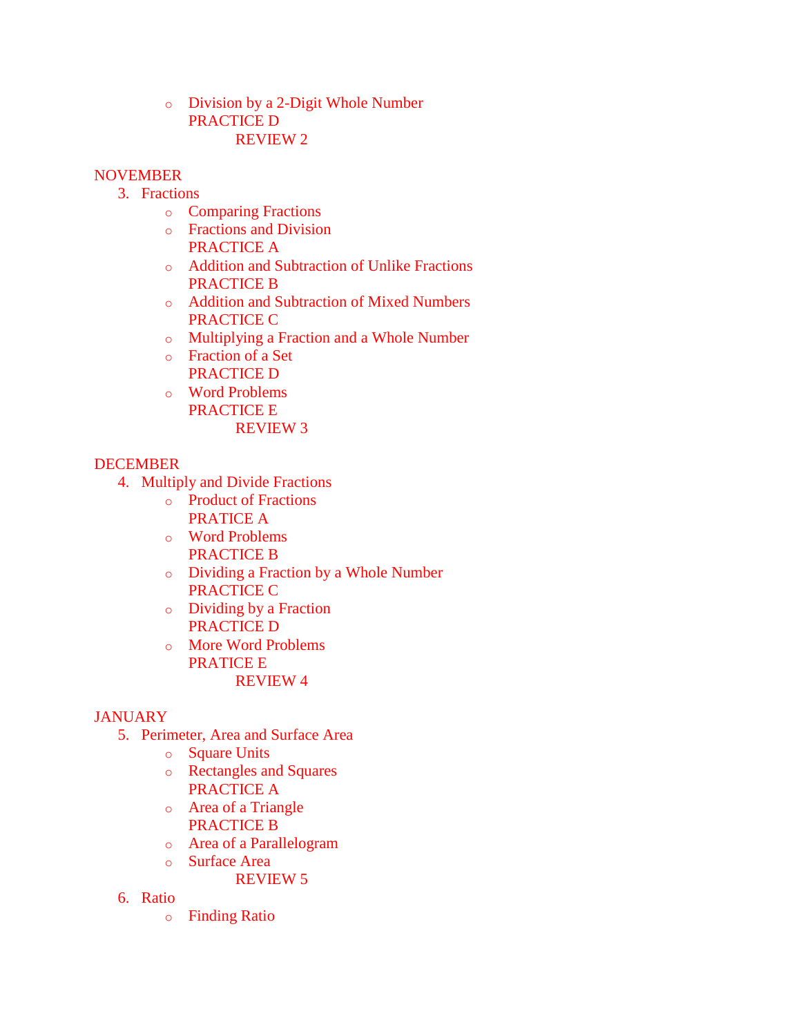- Division by a 2-Digit Whole Number
  PRACTICE D
    REVIEW 2

NOVEMBER

3. Fractions
   - Comparing Fractions
   - Fractions and Division
     PRACTICE A
   - Addition and Subtraction of Unlike Fractions
     PRACTICE B
   - Addition and Subtraction of Mixed Numbers
     PRACTICE C
   - Multiplying a Fraction and a Whole Number
   - Fraction of a Set
     PRACTICE D
   - Word Problems
     PRACTICE E
       REVIEW 3

DECEMBER

4. Multiply and Divide Fractions
   - Product of Fractions
     PRATICE A
   - Word Problems
     PRACTICE B
   - Dividing a Fraction by a Whole Number
     PRACTICE C
   - Dividing by a Fraction
     PRACTICE D
   - More Word Problems
     PRATICE E
       REVIEW 4

JANUARY

5. Perimeter, Area and Surface Area
   - Square Units
   - Rectangles and Squares
     PRACTICE A
   - Area of a Triangle
     PRACTICE B
   - Area of a Parallelogram
   - Surface Area
       REVIEW 5
6. Ratio
   - Finding Ratio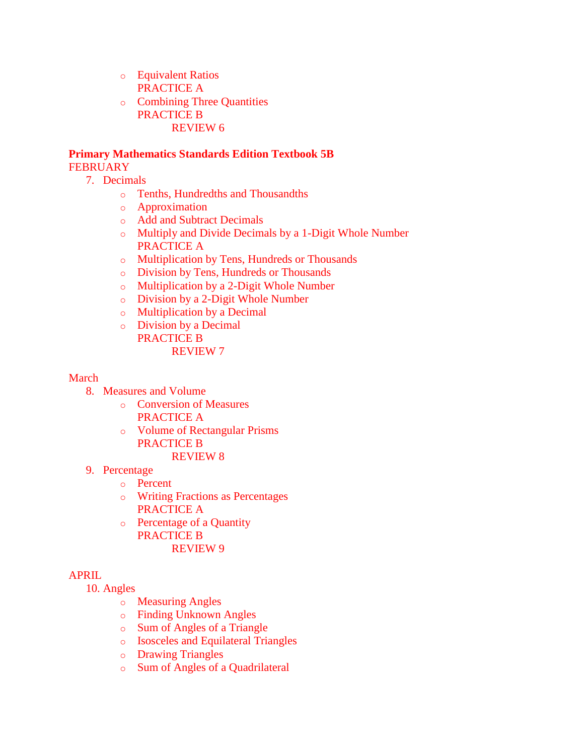- Equivalent Ratios
  PRACTICE A
- Combining Three Quantities
  PRACTICE B
  REVIEW 6

**Primary Mathematics Standards Edition Textbook 5B**

FEBRUARY

7. Decimals
   - Tenths, Hundredths and Thousandths
   - Approximation
   - Add and Subtract Decimals
   - Multiply and Divide Decimals by a 1-Digit Whole Number
     PRACTICE A
   - Multiplication by Tens, Hundreds or Thousands
   - Division by Tens, Hundreds or Thousands
   - Multiplication by a 2-Digit Whole Number
   - Division by a 2-Digit Whole Number
   - Multiplication by a Decimal
   - Division by a Decimal
     PRACTICE B
     REVIEW 7

March

8. Measures and Volume
   - Conversion of Measures
     PRACTICE A
   - Volume of Rectangular Prisms
     PRACTICE B
     REVIEW 8
9. Percentage
   - Percent
   - Writing Fractions as Percentages
     PRACTICE A
   - Percentage of a Quantity
     PRACTICE B
     REVIEW 9

APRIL

10. Angles
    - Measuring Angles
    - Finding Unknown Angles
    - Sum of Angles of a Triangle
    - Isosceles and Equilateral Triangles
    - Drawing Triangles
    - Sum of Angles of a Quadrilateral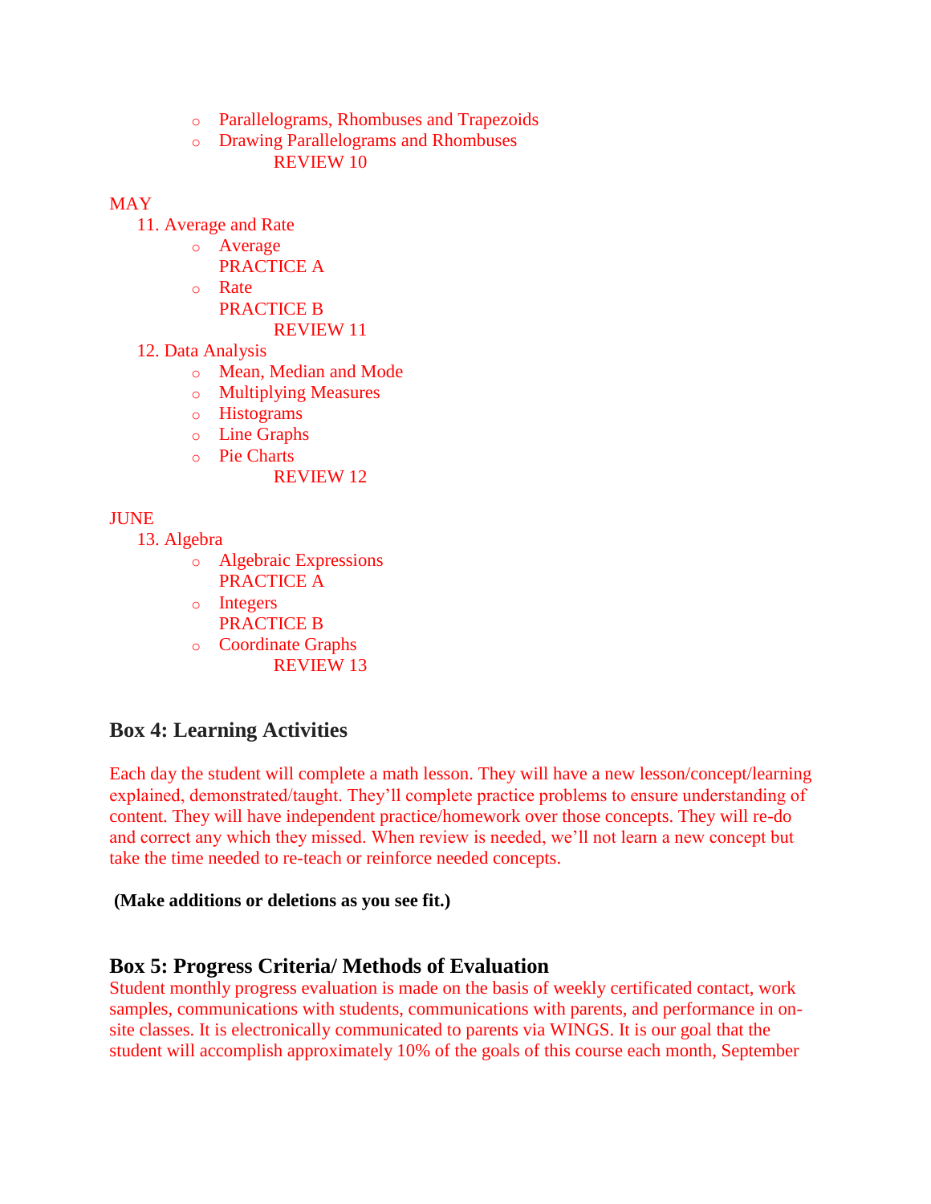- Parallelograms, Rhombuses and Trapezoids
- Drawing Parallelograms and Rhombuses

  REVIEW 10

MAY

11. Average and Rate
    - Average

      PRACTICE A
    - Rate

      PRACTICE B

      REVIEW 11
12. Data Analysis
    - Mean, Median and Mode
    - Multiplying Measures
    - Histograms
    - Line Graphs
    - Pie Charts

      REVIEW 12

JUNE

13. Algebra
    - Algebraic Expressions

      PRACTICE A
    - Integers

      PRACTICE B
    - Coordinate Graphs

      REVIEW 13

## Box 4: Learning Activities

Each day the student will complete a math lesson. They will have a new lesson/concept/learning explained, demonstrated/taught. They'll complete practice problems to ensure understanding of content. They will have independent practice/homework over those concepts. They will re-do and correct any which they missed. When review is needed, we'll not learn a new concept but take the time needed to re-teach or reinforce needed concepts.

**(Make additions or deletions as you see fit.)**

## Box 5: Progress Criteria/ Methods of Evaluation

Student monthly progress evaluation is made on the basis of weekly certificated contact, work samples, communications with students, communications with parents, and performance in on-site classes. It is electronically communicated to parents via WINGS. It is our goal that the student will accomplish approximately 10% of the goals of this course each month, September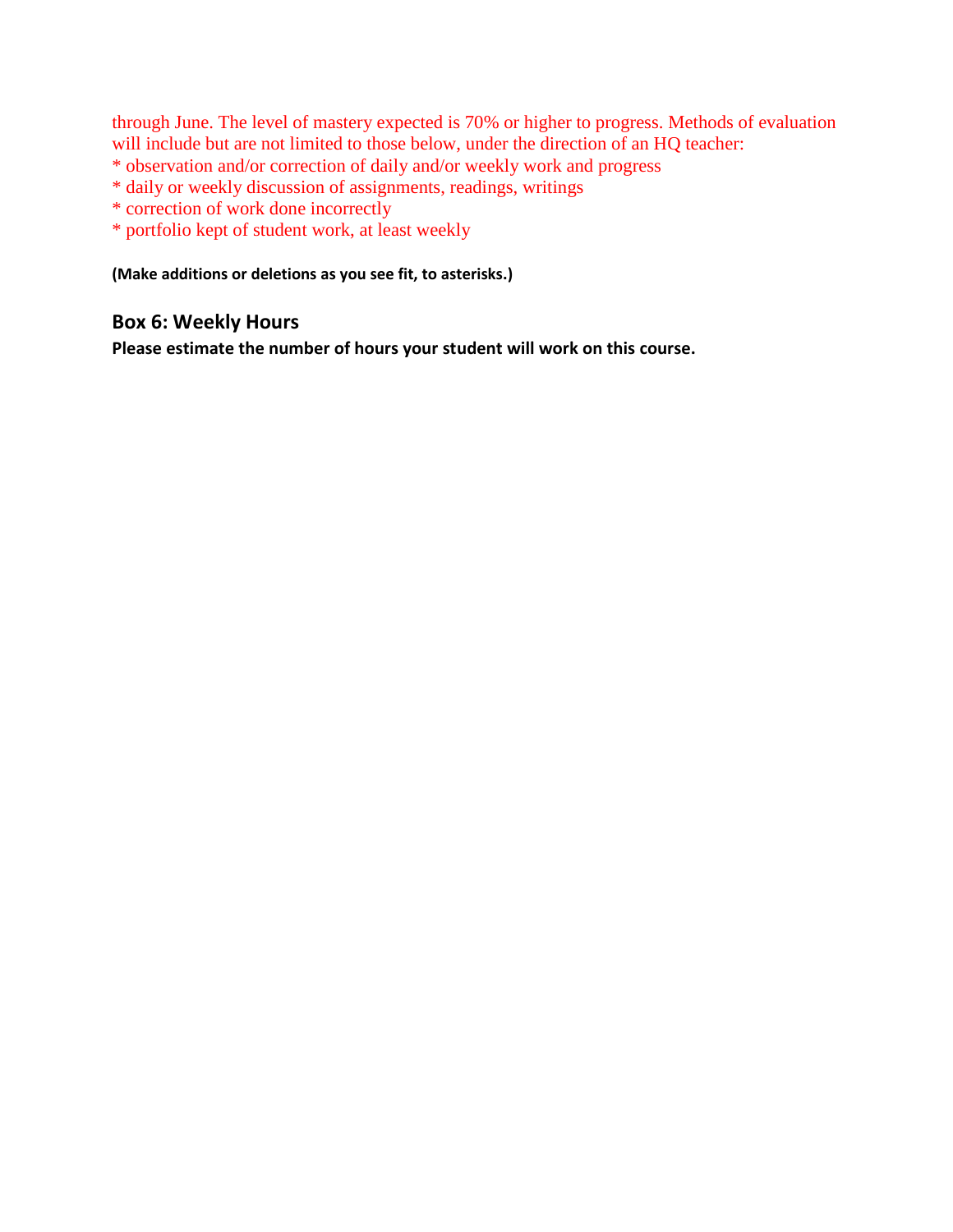through June. The level of mastery expected is 70% or higher to progress. Methods of evaluation will include but are not limited to those below, under the direction of an HQ teacher:
* observation and/or correction of daily and/or weekly work and progress
* daily or weekly discussion of assignments, readings, writings
* correction of work done incorrectly
* portfolio kept of student work, at least weekly

**(Make additions or deletions as you see fit, to asterisks.)**

## Box 6: Weekly Hours

**Please estimate the number of hours your student will work on this course.**